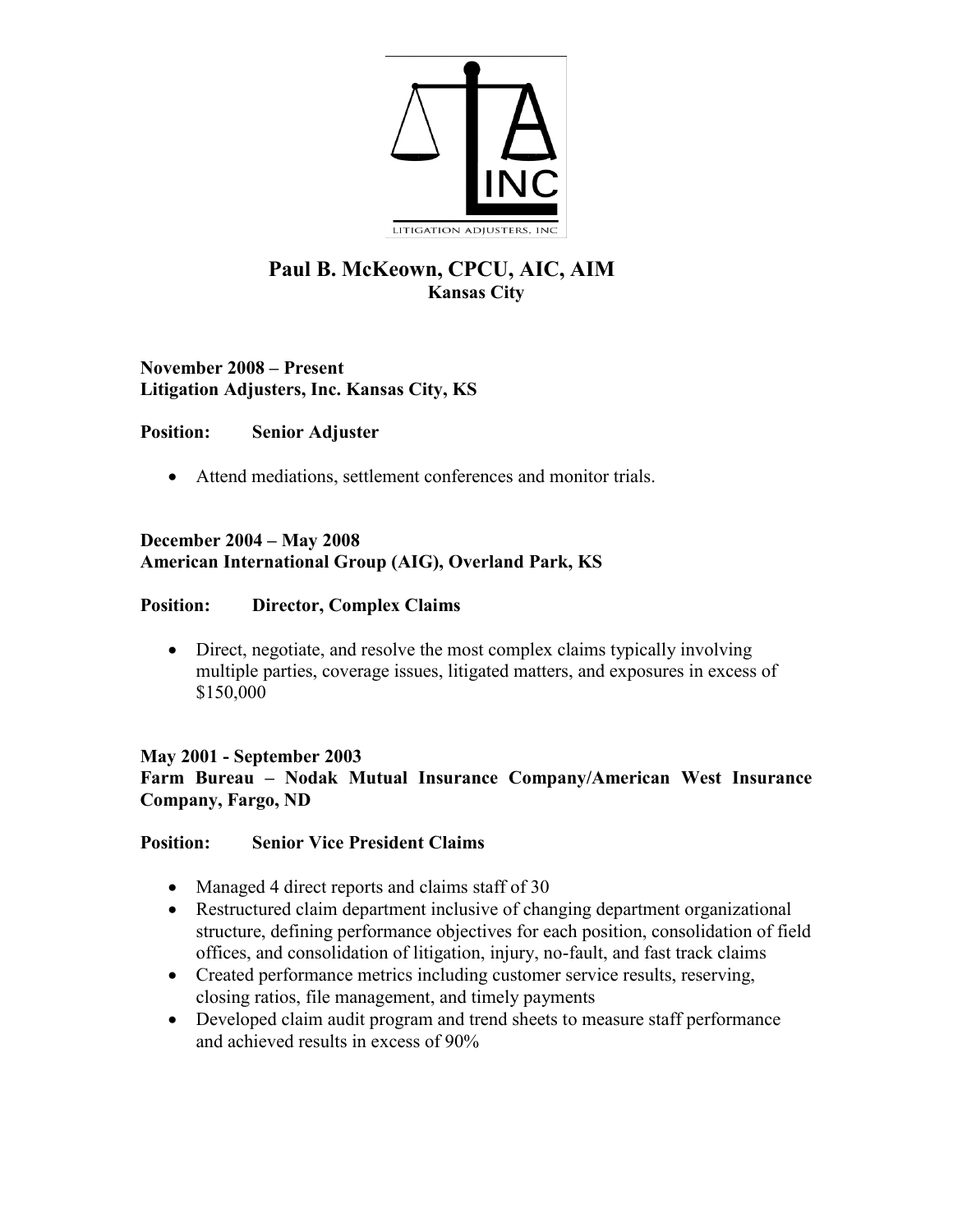LITIGATION ADJUSTERS, INC

# Paul B. McKeown, CPCU, AIC, AIM

**Kansas City**

**November 2008 – Present**
**Litigation Adjusters, Inc. Kansas City, KS**

**Position: Senior Adjuster**

- Attend mediations, settlement conferences and monitor trials.

**December 2004 – May 2008**
**American International Group (AIG), Overland Park, KS**

**Position: Director, Complex Claims**

- Direct, negotiate, and resolve the most complex claims typically involving multiple parties, coverage issues, litigated matters, and exposures in excess of $150,000

**May 2001 - September 2003**
**Farm Bureau – Nodak Mutual Insurance Company/American West Insurance Company, Fargo, ND**

**Position: Senior Vice President Claims**

- Managed 4 direct reports and claims staff of 30
- Restructured claim department inclusive of changing department organizational structure, defining performance objectives for each position, consolidation of field offices, and consolidation of litigation, injury, no-fault, and fast track claims
- Created performance metrics including customer service results, reserving, closing ratios, file management, and timely payments
- Developed claim audit program and trend sheets to measure staff performance and achieved results in excess of 90%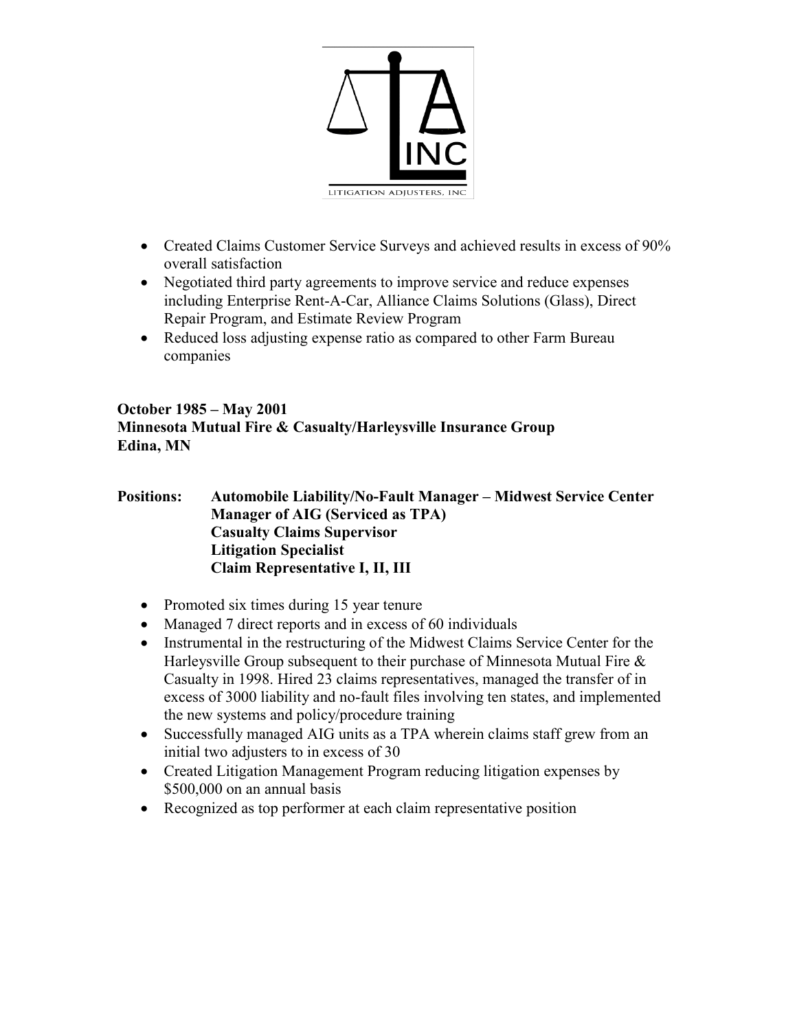- Created Claims Customer Service Surveys and achieved results in excess of 90% overall satisfaction
- Negotiated third party agreements to improve service and reduce expenses including Enterprise Rent-A-Car, Alliance Claims Solutions (Glass), Direct Repair Program, and Estimate Review Program
- Reduced loss adjusting expense ratio as compared to other Farm Bureau companies

**October 1985 – May 2001**
**Minnesota Mutual Fire & Casualty/Harleysville Insurance Group**
**Edina, MN**

**Positions:** **Automobile Liability/No-Fault Manager – Midwest Service Center**
**Manager of AIG (Serviced as TPA)**
**Casualty Claims Supervisor**
**Litigation Specialist**
**Claim Representative I, II, III**

- Promoted six times during 15 year tenure
- Managed 7 direct reports and in excess of 60 individuals
- Instrumental in the restructuring of the Midwest Claims Service Center for the Harleysville Group subsequent to their purchase of Minnesota Mutual Fire & Casualty in 1998. Hired 23 claims representatives, managed the transfer of in excess of 3000 liability and no-fault files involving ten states, and implemented the new systems and policy/procedure training
- Successfully managed AIG units as a TPA wherein claims staff grew from an initial two adjusters to in excess of 30
- Created Litigation Management Program reducing litigation expenses by $500,000 on an annual basis
- Recognized as top performer at each claim representative position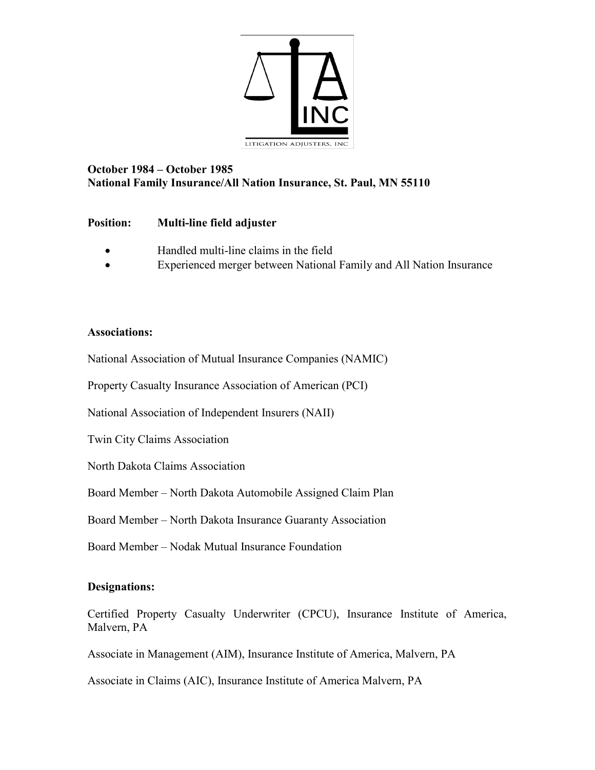**October 1984 – October 1985**
**National Family Insurance/All Nation Insurance, St. Paul, MN 55110**

**Position:** **Multi-line field adjuster**

- Handled multi-line claims in the field
- Experienced merger between National Family and All Nation Insurance

**Associations:**

National Association of Mutual Insurance Companies (NAMIC)

Property Casualty Insurance Association of American (PCI)

National Association of Independent Insurers (NAII)

Twin City Claims Association

North Dakota Claims Association

Board Member – North Dakota Automobile Assigned Claim Plan

Board Member – North Dakota Insurance Guaranty Association

Board Member – Nodak Mutual Insurance Foundation

**Designations:**

Certified Property Casualty Underwriter (CPCU), Insurance Institute of America, Malvern, PA

Associate in Management (AIM), Insurance Institute of America, Malvern, PA

Associate in Claims (AIC), Insurance Institute of America Malvern, PA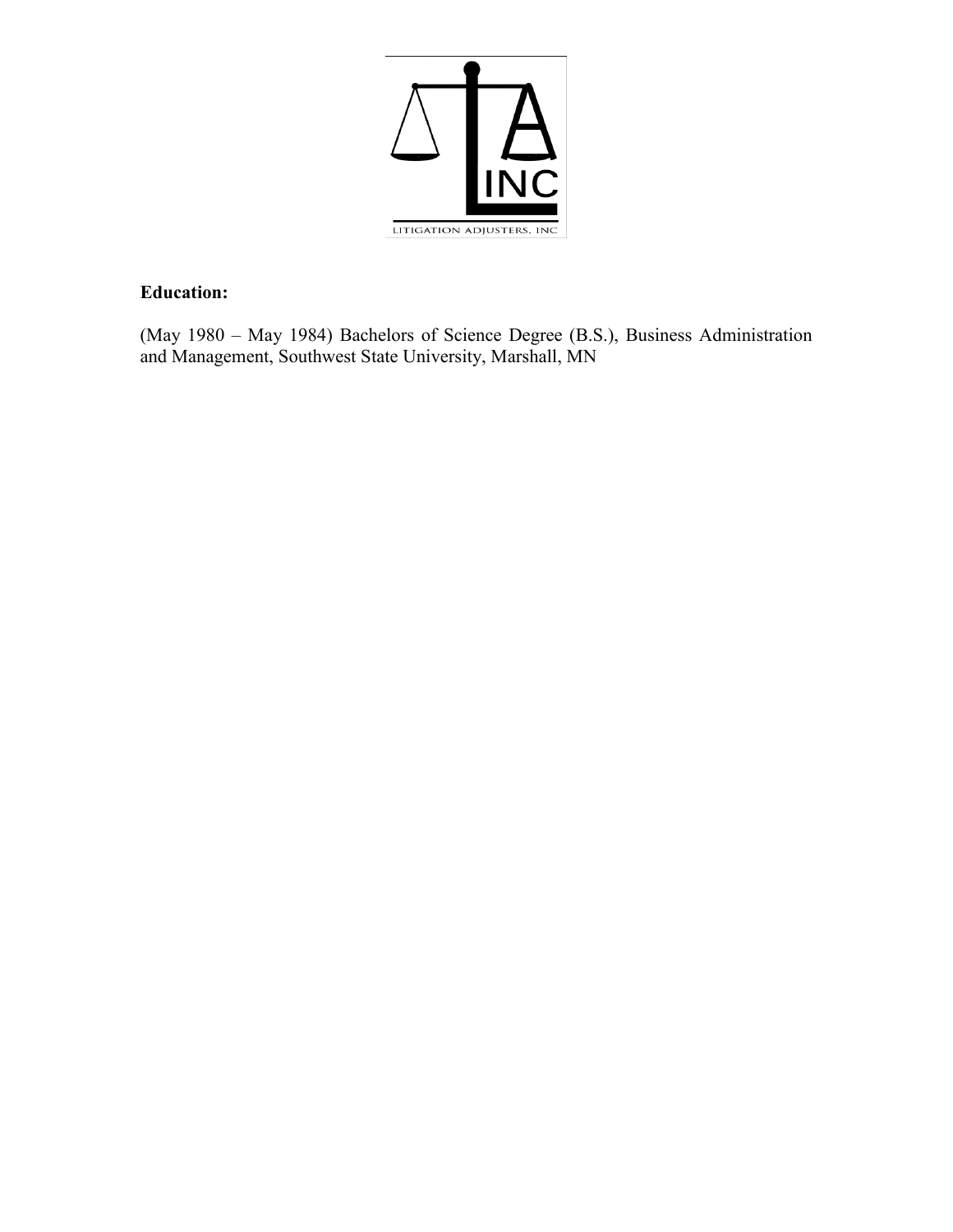**Education:**

(May 1980 – May 1984) Bachelors of Science Degree (B.S.), Business Administration and Management, Southwest State University, Marshall, MN